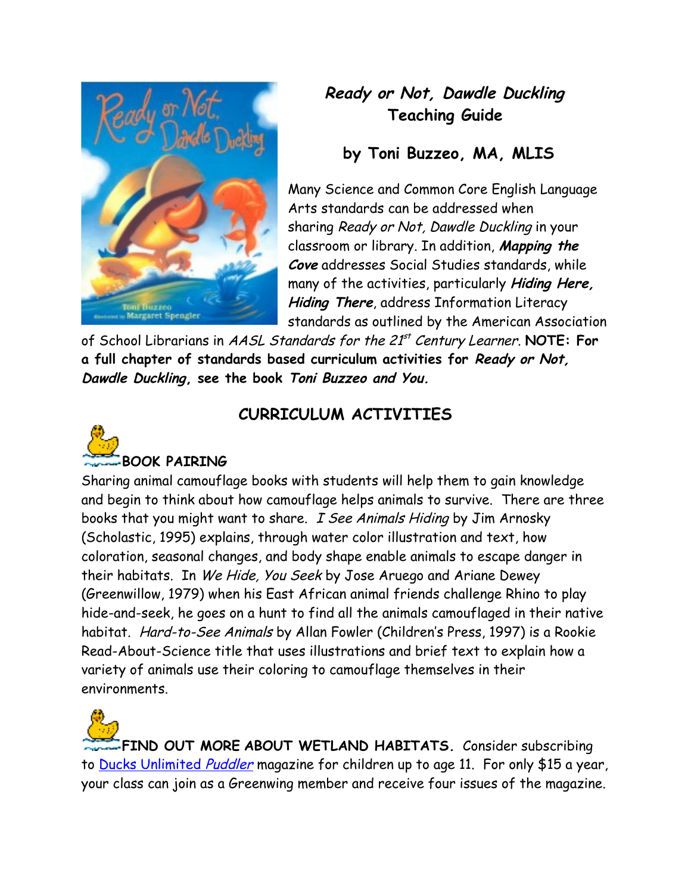# *Ready or Not, Dawdle Duckling* Teaching Guide

## by Toni Buzzeo, MA, MLIS

Many Science and Common Core English Language Arts standards can be addressed when sharing *Ready or Not, Dawdle Duckling* in your classroom or library. In addition, ***Mapping the Cove*** addresses Social Studies standards, while many of the activities, particularly ***Hiding Here, Hiding There***, address Information Literacy standards as outlined by the American Association of School Librarians in *AASL Standards for the 21st Century Learner*. **NOTE: For a full chapter of standards based curriculum activities for *Ready or Not, Dawdle Duckling*, see the book *Toni Buzzeo and You.***

## CURRICULUM ACTIVITIES

### BOOK PAIRING

Sharing animal camouflage books with students will help them to gain knowledge and begin to think about how camouflage helps animals to survive. There are three books that you might want to share. *I See Animals Hiding* by Jim Arnosky (Scholastic, 1995) explains, through water color illustration and text, how coloration, seasonal changes, and body shape enable animals to escape danger in their habitats. In *We Hide, You Seek* by Jose Aruego and Ariane Dewey (Greenwillow, 1979) when his East African animal friends challenge Rhino to play hide-and-seek, he goes on a hunt to find all the animals camouflaged in their native habitat. *Hard-to-See Animals* by Allan Fowler (Children's Press, 1997) is a Rookie Read-About-Science title that uses illustrations and brief text to explain how a variety of animals use their coloring to camouflage themselves in their environments.

**FIND OUT MORE ABOUT WETLAND HABITATS.** Consider subscribing to Ducks Unlimited *Puddler* magazine for children up to age 11. For only $15 a year, your class can join as a Greenwing member and receive four issues of the magazine.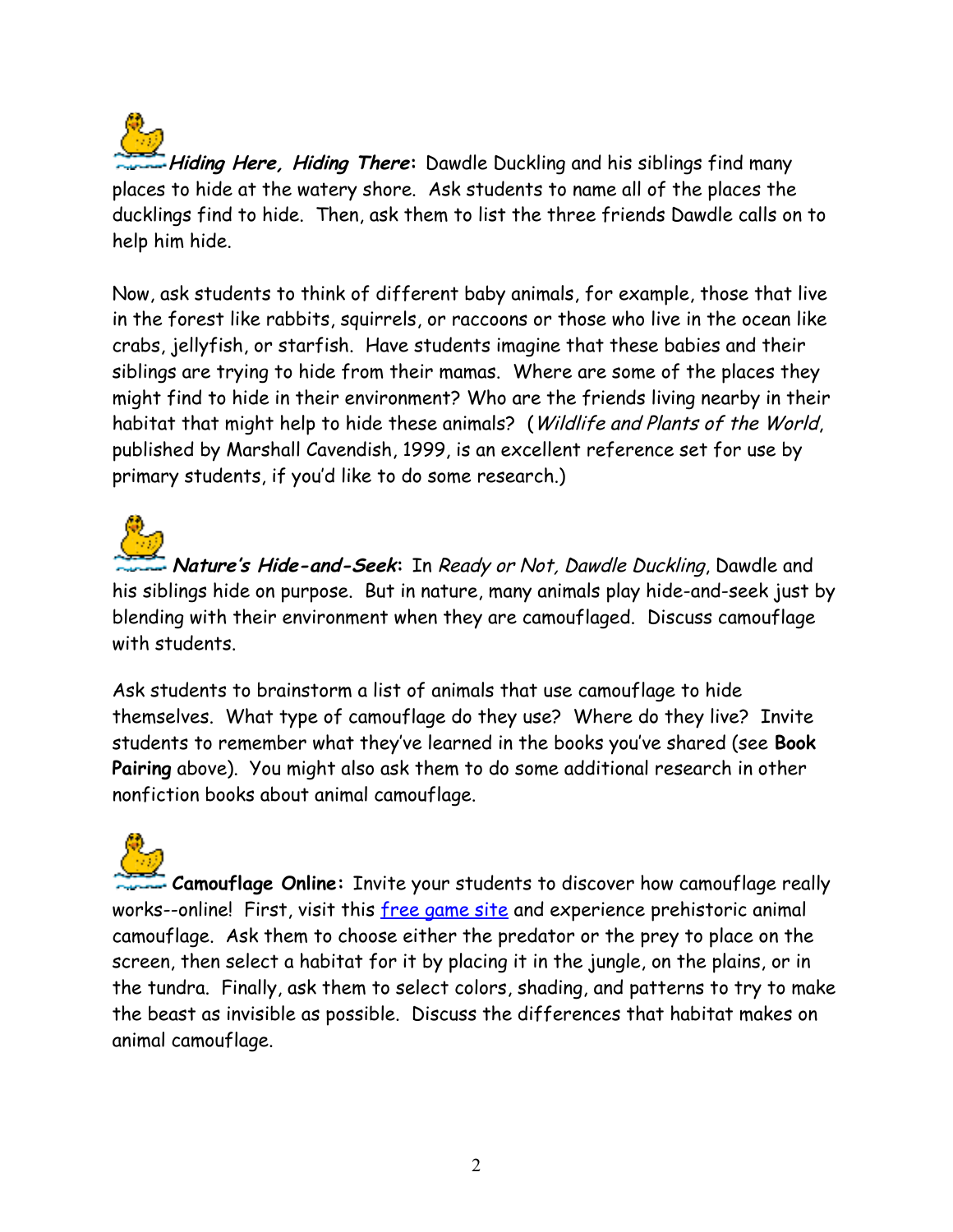***Hiding Here, Hiding There*:** Dawdle Duckling and his siblings find many places to hide at the watery shore. Ask students to name all of the places the ducklings find to hide. Then, ask them to list the three friends Dawdle calls on to help him hide.

Now, ask students to think of different baby animals, for example, those that live in the forest like rabbits, squirrels, or raccoons or those who live in the ocean like crabs, jellyfish, or starfish. Have students imagine that these babies and their siblings are trying to hide from their mamas. Where are some of the places they might find to hide in their environment? Who are the friends living nearby in their habitat that might help to hide these animals? (*Wildlife and Plants of the World*, published by Marshall Cavendish, 1999, is an excellent reference set for use by primary students, if you'd like to do some research.)

***Nature's Hide-and-Seek*:** In *Ready or Not, Dawdle Duckling*, Dawdle and his siblings hide on purpose. But in nature, many animals play hide-and-seek just by blending with their environment when they are camouflaged. Discuss camouflage with students.

Ask students to brainstorm a list of animals that use camouflage to hide themselves. What type of camouflage do they use? Where do they live? Invite students to remember what they've learned in the books you've shared (see **Book Pairing** above). You might also ask them to do some additional research in other nonfiction books about animal camouflage.

**Camouflage Online:** Invite your students to discover how camouflage really works--online! First, visit this free game site and experience prehistoric animal camouflage. Ask them to choose either the predator or the prey to place on the screen, then select a habitat for it by placing it in the jungle, on the plains, or in the tundra. Finally, ask them to select colors, shading, and patterns to try to make the beast as invisible as possible. Discuss the differences that habitat makes on animal camouflage.